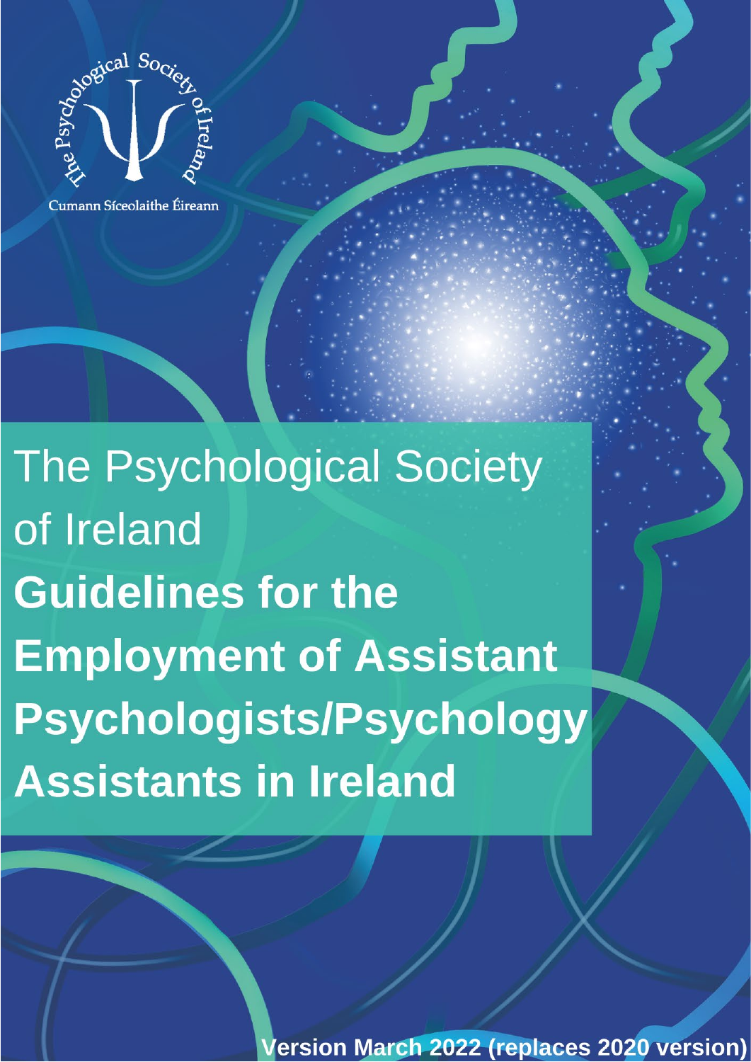The Psychological Society of Ireland

Cumann Síceolaithe Éireann

# The Psychological Society of Ireland

# **Guidelines for the Employment of Assistant Psychologists/Psychology Assistants in Ireland**

**Version March 2022 (replaces 2020 version)**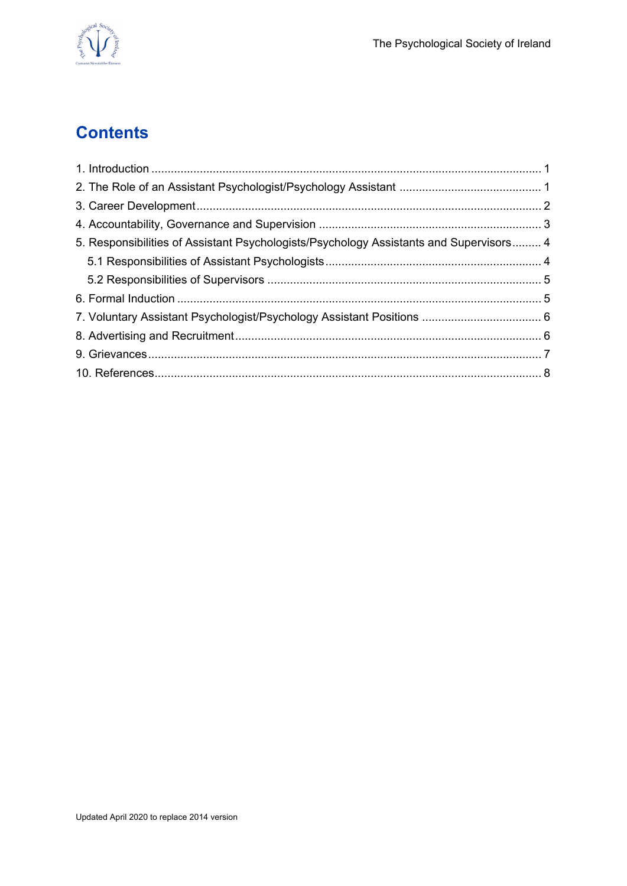# Contents

1. Introduction ........................................................................................................................ 1
2. The Role of an Assistant Psychologist/Psychology Assistant ............................................ 1
3. Career Development.......................................................................................................... 2
4. Accountability, Governance and Supervision ..................................................................... 3
5. Responsibilities of Assistant Psychologists/Psychology Assistants and Supervisors......... 4
   - 5.1 Responsibilities of Assistant Psychologists.................................................................. 4
   - 5.2 Responsibilities of Supervisors .................................................................................... 5
6. Formal Induction ................................................................................................................ 5
7. Voluntary Assistant Psychologist/Psychology Assistant Positions ..................................... 6
8. Advertising and Recruitment.............................................................................................. 6
9. Grievances......................................................................................................................... 7
10. References....................................................................................................................... 8

Updated April 2020 to replace 2014 version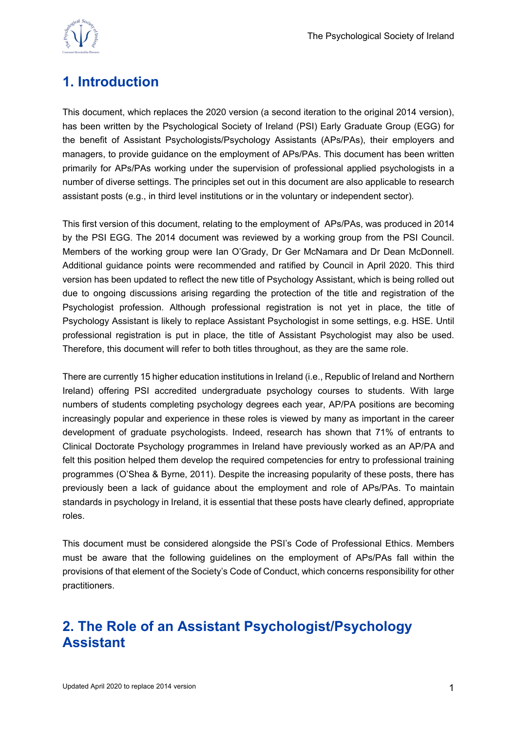## 1. Introduction

This document, which replaces the 2020 version (a second iteration to the original 2014 version), has been written by the Psychological Society of Ireland (PSI) Early Graduate Group (EGG) for the benefit of Assistant Psychologists/Psychology Assistants (APs/PAs), their employers and managers, to provide guidance on the employment of APs/PAs. This document has been written primarily for APs/PAs working under the supervision of professional applied psychologists in a number of diverse settings. The principles set out in this document are also applicable to research assistant posts (e.g., in third level institutions or in the voluntary or independent sector).

This first version of this document, relating to the employment of APs/PAs, was produced in 2014 by the PSI EGG. The 2014 document was reviewed by a working group from the PSI Council. Members of the working group were Ian O'Grady, Dr Ger McNamara and Dr Dean McDonnell. Additional guidance points were recommended and ratified by Council in April 2020. This third version has been updated to reflect the new title of Psychology Assistant, which is being rolled out due to ongoing discussions arising regarding the protection of the title and registration of the Psychologist profession. Although professional registration is not yet in place, the title of Psychology Assistant is likely to replace Assistant Psychologist in some settings, e.g. HSE. Until professional registration is put in place, the title of Assistant Psychologist may also be used. Therefore, this document will refer to both titles throughout, as they are the same role.

There are currently 15 higher education institutions in Ireland (i.e., Republic of Ireland and Northern Ireland) offering PSI accredited undergraduate psychology courses to students. With large numbers of students completing psychology degrees each year, AP/PA positions are becoming increasingly popular and experience in these roles is viewed by many as important in the career development of graduate psychologists. Indeed, research has shown that 71% of entrants to Clinical Doctorate Psychology programmes in Ireland have previously worked as an AP/PA and felt this position helped them develop the required competencies for entry to professional training programmes (O'Shea & Byrne, 2011). Despite the increasing popularity of these posts, there has previously been a lack of guidance about the employment and role of APs/PAs. To maintain standards in psychology in Ireland, it is essential that these posts have clearly defined, appropriate roles.

This document must be considered alongside the PSI's Code of Professional Ethics. Members must be aware that the following guidelines on the employment of APs/PAs fall within the provisions of that element of the Society's Code of Conduct, which concerns responsibility for other practitioners.

## 2. The Role of an Assistant Psychologist/Psychology Assistant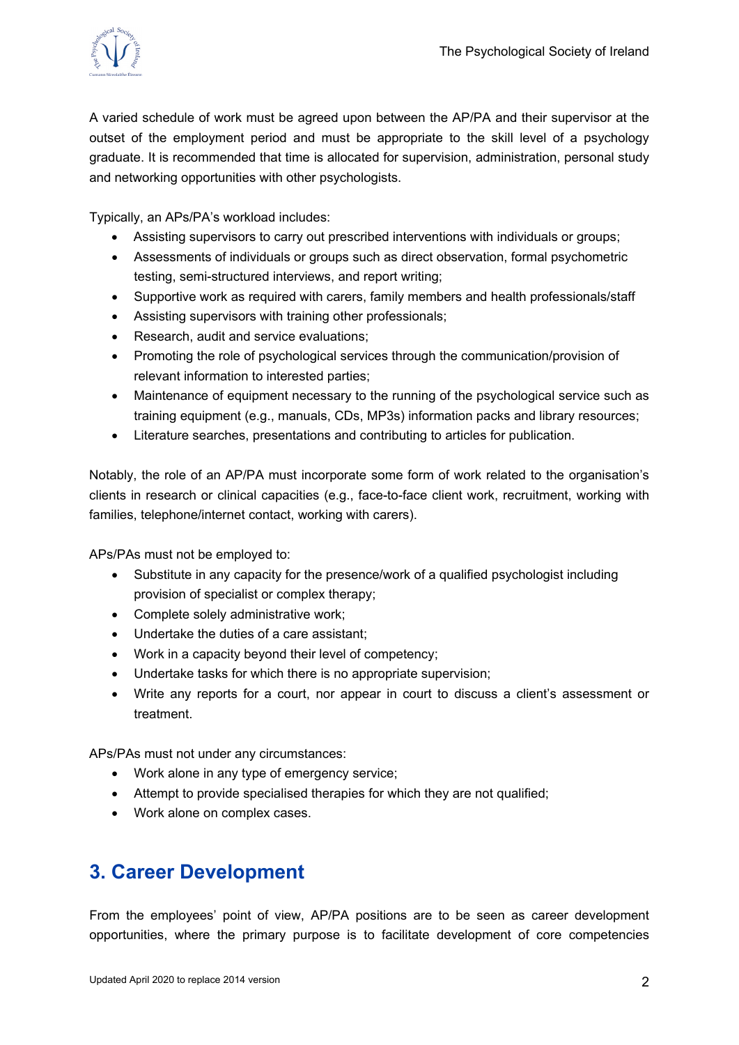A varied schedule of work must be agreed upon between the AP/PA and their supervisor at the outset of the employment period and must be appropriate to the skill level of a psychology graduate. It is recommended that time is allocated for supervision, administration, personal study and networking opportunities with other psychologists.

Typically, an APs/PA's workload includes:

- Assisting supervisors to carry out prescribed interventions with individuals or groups;
- Assessments of individuals or groups such as direct observation, formal psychometric testing, semi-structured interviews, and report writing;
- Supportive work as required with carers, family members and health professionals/staff
- Assisting supervisors with training other professionals;
- Research, audit and service evaluations;
- Promoting the role of psychological services through the communication/provision of relevant information to interested parties;
- Maintenance of equipment necessary to the running of the psychological service such as training equipment (e.g., manuals, CDs, MP3s) information packs and library resources;
- Literature searches, presentations and contributing to articles for publication.

Notably, the role of an AP/PA must incorporate some form of work related to the organisation's clients in research or clinical capacities (e.g., face-to-face client work, recruitment, working with families, telephone/internet contact, working with carers).

APs/PAs must not be employed to:

- Substitute in any capacity for the presence/work of a qualified psychologist including provision of specialist or complex therapy;
- Complete solely administrative work;
- Undertake the duties of a care assistant;
- Work in a capacity beyond their level of competency;
- Undertake tasks for which there is no appropriate supervision;
- Write any reports for a court, nor appear in court to discuss a client's assessment or treatment.

APs/PAs must not under any circumstances:

- Work alone in any type of emergency service;
- Attempt to provide specialised therapies for which they are not qualified;
- Work alone on complex cases.

## 3. Career Development

From the employees' point of view, AP/PA positions are to be seen as career development opportunities, where the primary purpose is to facilitate development of core competencies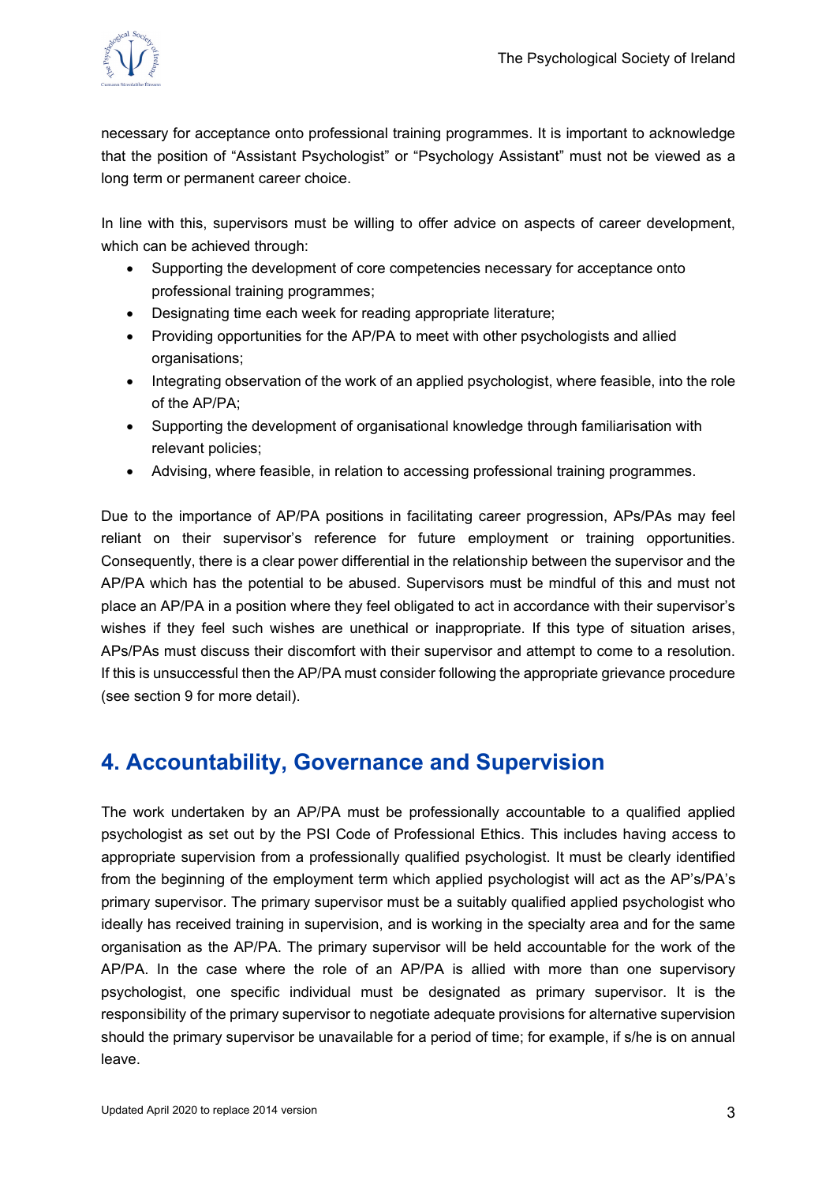necessary for acceptance onto professional training programmes. It is important to acknowledge that the position of "Assistant Psychologist" or "Psychology Assistant" must not be viewed as a long term or permanent career choice.

In line with this, supervisors must be willing to offer advice on aspects of career development, which can be achieved through:

- Supporting the development of core competencies necessary for acceptance onto professional training programmes;
- Designating time each week for reading appropriate literature;
- Providing opportunities for the AP/PA to meet with other psychologists and allied organisations;
- Integrating observation of the work of an applied psychologist, where feasible, into the role of the AP/PA;
- Supporting the development of organisational knowledge through familiarisation with relevant policies;
- Advising, where feasible, in relation to accessing professional training programmes.

Due to the importance of AP/PA positions in facilitating career progression, APs/PAs may feel reliant on their supervisor's reference for future employment or training opportunities. Consequently, there is a clear power differential in the relationship between the supervisor and the AP/PA which has the potential to be abused. Supervisors must be mindful of this and must not place an AP/PA in a position where they feel obligated to act in accordance with their supervisor's wishes if they feel such wishes are unethical or inappropriate. If this type of situation arises, APs/PAs must discuss their discomfort with their supervisor and attempt to come to a resolution. If this is unsuccessful then the AP/PA must consider following the appropriate grievance procedure (see section 9 for more detail).

## 4. Accountability, Governance and Supervision

The work undertaken by an AP/PA must be professionally accountable to a qualified applied psychologist as set out by the PSI Code of Professional Ethics. This includes having access to appropriate supervision from a professionally qualified psychologist. It must be clearly identified from the beginning of the employment term which applied psychologist will act as the AP's/PA's primary supervisor. The primary supervisor must be a suitably qualified applied psychologist who ideally has received training in supervision, and is working in the specialty area and for the same organisation as the AP/PA. The primary supervisor will be held accountable for the work of the AP/PA. In the case where the role of an AP/PA is allied with more than one supervisory psychologist, one specific individual must be designated as primary supervisor. It is the responsibility of the primary supervisor to negotiate adequate provisions for alternative supervision should the primary supervisor be unavailable for a period of time; for example, if s/he is on annual leave.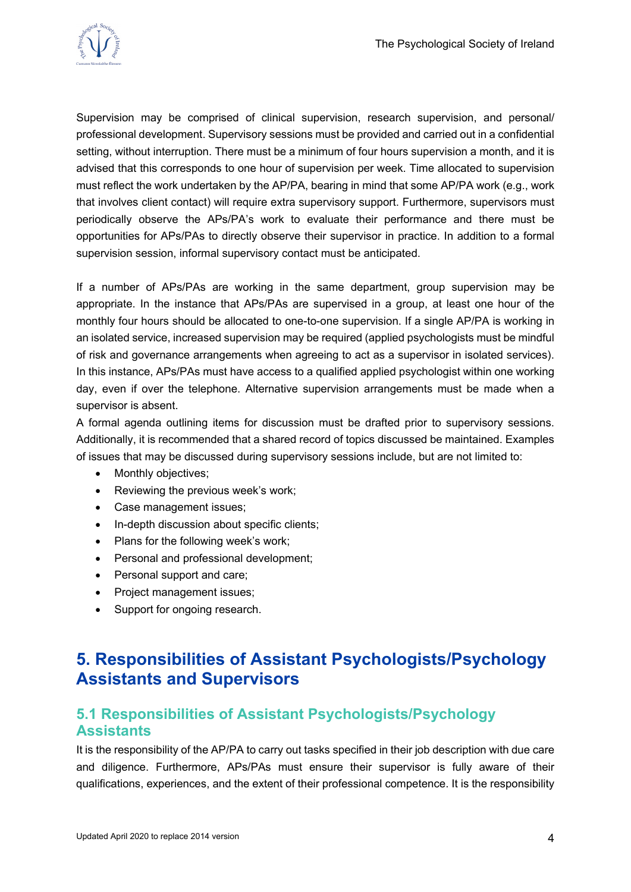Supervision may be comprised of clinical supervision, research supervision, and personal/ professional development. Supervisory sessions must be provided and carried out in a confidential setting, without interruption. There must be a minimum of four hours supervision a month, and it is advised that this corresponds to one hour of supervision per week. Time allocated to supervision must reflect the work undertaken by the AP/PA, bearing in mind that some AP/PA work (e.g., work that involves client contact) will require extra supervisory support. Furthermore, supervisors must periodically observe the APs/PA's work to evaluate their performance and there must be opportunities for APs/PAs to directly observe their supervisor in practice. In addition to a formal supervision session, informal supervisory contact must be anticipated.

If a number of APs/PAs are working in the same department, group supervision may be appropriate. In the instance that APs/PAs are supervised in a group, at least one hour of the monthly four hours should be allocated to one-to-one supervision. If a single AP/PA is working in an isolated service, increased supervision may be required (applied psychologists must be mindful of risk and governance arrangements when agreeing to act as a supervisor in isolated services). In this instance, APs/PAs must have access to a qualified applied psychologist within one working day, even if over the telephone. Alternative supervision arrangements must be made when a supervisor is absent.
A formal agenda outlining items for discussion must be drafted prior to supervisory sessions. Additionally, it is recommended that a shared record of topics discussed be maintained. Examples of issues that may be discussed during supervisory sessions include, but are not limited to:

- Monthly objectives;
- Reviewing the previous week's work;
- Case management issues;
- In-depth discussion about specific clients;
- Plans for the following week's work;
- Personal and professional development;
- Personal support and care;
- Project management issues;
- Support for ongoing research.

# 5. Responsibilities of Assistant Psychologists/Psychology Assistants and Supervisors

## 5.1 Responsibilities of Assistant Psychologists/Psychology Assistants

It is the responsibility of the AP/PA to carry out tasks specified in their job description with due care and diligence. Furthermore, APs/PAs must ensure their supervisor is fully aware of their qualifications, experiences, and the extent of their professional competence. It is the responsibility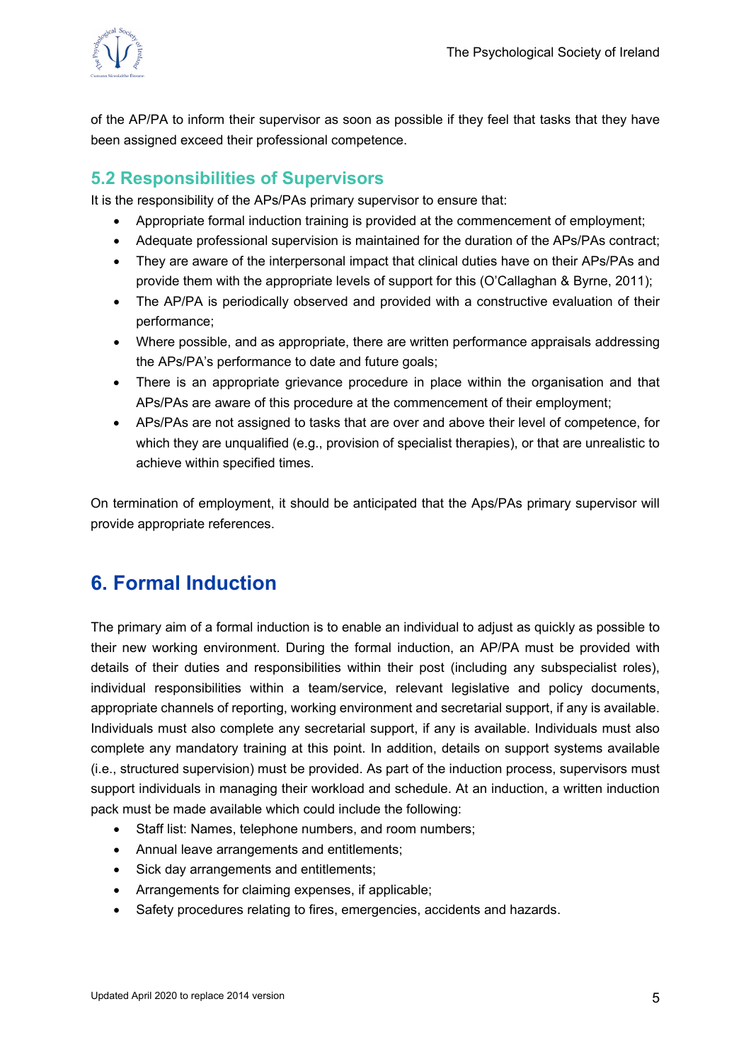of the AP/PA to inform their supervisor as soon as possible if they feel that tasks that they have been assigned exceed their professional competence.

## 5.2 Responsibilities of Supervisors

It is the responsibility of the APs/PAs primary supervisor to ensure that:

- Appropriate formal induction training is provided at the commencement of employment;
- Adequate professional supervision is maintained for the duration of the APs/PAs contract;
- They are aware of the interpersonal impact that clinical duties have on their APs/PAs and provide them with the appropriate levels of support for this (O'Callaghan & Byrne, 2011);
- The AP/PA is periodically observed and provided with a constructive evaluation of their performance;
- Where possible, and as appropriate, there are written performance appraisals addressing the APs/PA's performance to date and future goals;
- There is an appropriate grievance procedure in place within the organisation and that APs/PAs are aware of this procedure at the commencement of their employment;
- APs/PAs are not assigned to tasks that are over and above their level of competence, for which they are unqualified (e.g., provision of specialist therapies), or that are unrealistic to achieve within specified times.

On termination of employment, it should be anticipated that the Aps/PAs primary supervisor will provide appropriate references.

# 6. Formal Induction

The primary aim of a formal induction is to enable an individual to adjust as quickly as possible to their new working environment. During the formal induction, an AP/PA must be provided with details of their duties and responsibilities within their post (including any subspecialist roles), individual responsibilities within a team/service, relevant legislative and policy documents, appropriate channels of reporting, working environment and secretarial support, if any is available. Individuals must also complete any secretarial support, if any is available. Individuals must also complete any mandatory training at this point. In addition, details on support systems available (i.e., structured supervision) must be provided. As part of the induction process, supervisors must support individuals in managing their workload and schedule. At an induction, a written induction pack must be made available which could include the following:

- Staff list: Names, telephone numbers, and room numbers;
- Annual leave arrangements and entitlements;
- Sick day arrangements and entitlements;
- Arrangements for claiming expenses, if applicable;
- Safety procedures relating to fires, emergencies, accidents and hazards.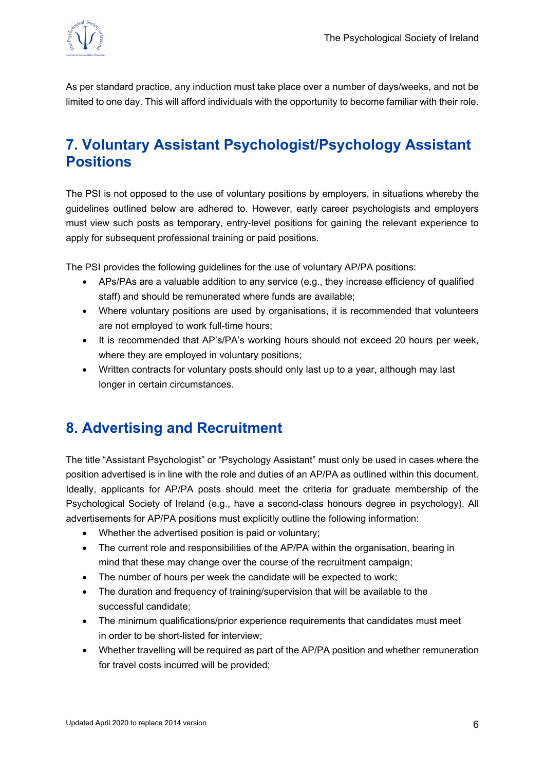As per standard practice, any induction must take place over a number of days/weeks, and not be limited to one day. This will afford individuals with the opportunity to become familiar with their role.

## 7. Voluntary Assistant Psychologist/Psychology Assistant Positions

The PSI is not opposed to the use of voluntary positions by employers, in situations whereby the guidelines outlined below are adhered to. However, early career psychologists and employers must view such posts as temporary, entry-level positions for gaining the relevant experience to apply for subsequent professional training or paid positions.

The PSI provides the following guidelines for the use of voluntary AP/PA positions:

- APs/PAs are a valuable addition to any service (e.g., they increase efficiency of qualified staff) and should be remunerated where funds are available;
- Where voluntary positions are used by organisations, it is recommended that volunteers are not employed to work full-time hours;
- It is recommended that AP's/PA's working hours should not exceed 20 hours per week, where they are employed in voluntary positions;
- Written contracts for voluntary posts should only last up to a year, although may last longer in certain circumstances.

## 8. Advertising and Recruitment

The title "Assistant Psychologist" or "Psychology Assistant" must only be used in cases where the position advertised is in line with the role and duties of an AP/PA as outlined within this document. Ideally, applicants for AP/PA posts should meet the criteria for graduate membership of the Psychological Society of Ireland (e.g., have a second-class honours degree in psychology). All advertisements for AP/PA positions must explicitly outline the following information:

- Whether the advertised position is paid or voluntary;
- The current role and responsibilities of the AP/PA within the organisation, bearing in mind that these may change over the course of the recruitment campaign;
- The number of hours per week the candidate will be expected to work;
- The duration and frequency of training/supervision that will be available to the successful candidate;
- The minimum qualifications/prior experience requirements that candidates must meet in order to be short-listed for interview;
- Whether travelling will be required as part of the AP/PA position and whether remuneration for travel costs incurred will be provided;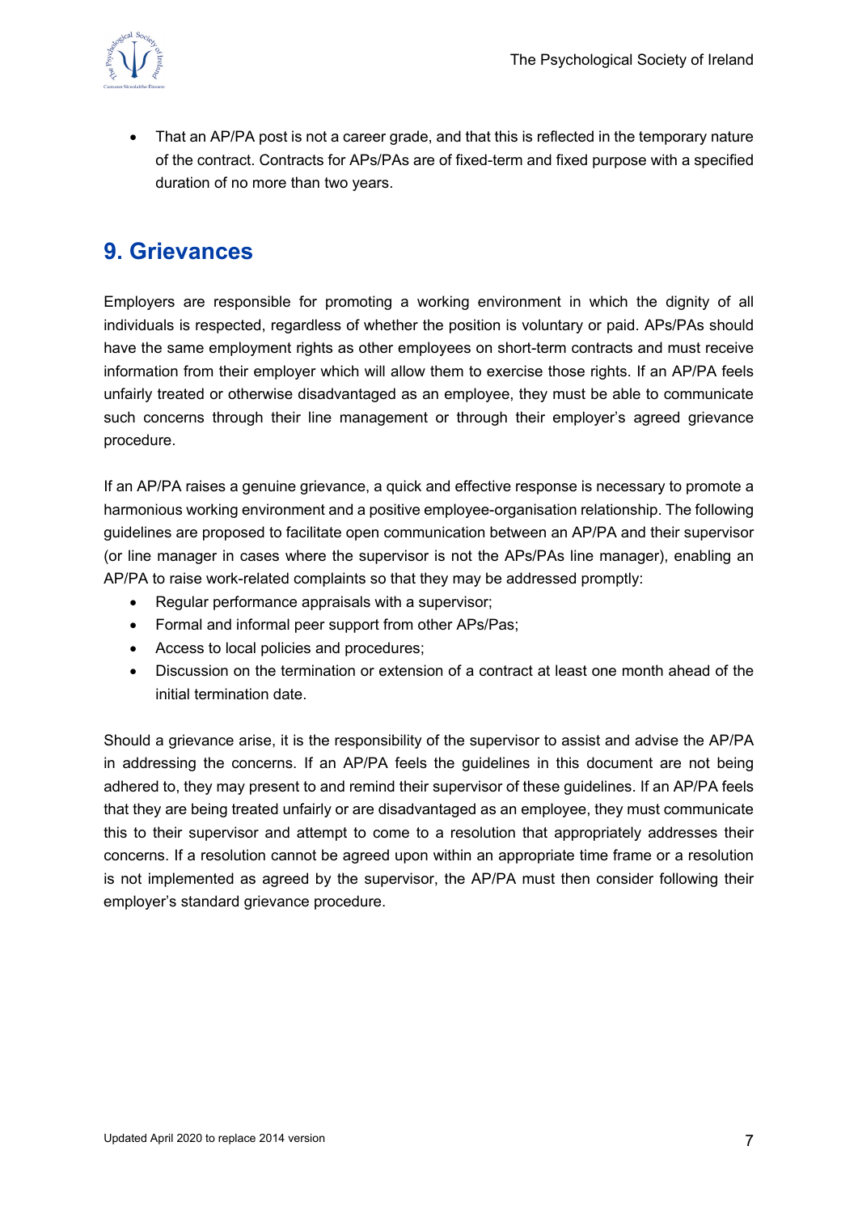- That an AP/PA post is not a career grade, and that this is reflected in the temporary nature of the contract. Contracts for APs/PAs are of fixed-term and fixed purpose with a specified duration of no more than two years.

## 9. Grievances

Employers are responsible for promoting a working environment in which the dignity of all individuals is respected, regardless of whether the position is voluntary or paid. APs/PAs should have the same employment rights as other employees on short-term contracts and must receive information from their employer which will allow them to exercise those rights. If an AP/PA feels unfairly treated or otherwise disadvantaged as an employee, they must be able to communicate such concerns through their line management or through their employer's agreed grievance procedure.

If an AP/PA raises a genuine grievance, a quick and effective response is necessary to promote a harmonious working environment and a positive employee-organisation relationship. The following guidelines are proposed to facilitate open communication between an AP/PA and their supervisor (or line manager in cases where the supervisor is not the APs/PAs line manager), enabling an AP/PA to raise work-related complaints so that they may be addressed promptly:

- Regular performance appraisals with a supervisor;
- Formal and informal peer support from other APs/Pas;
- Access to local policies and procedures;
- Discussion on the termination or extension of a contract at least one month ahead of the initial termination date.

Should a grievance arise, it is the responsibility of the supervisor to assist and advise the AP/PA in addressing the concerns. If an AP/PA feels the guidelines in this document are not being adhered to, they may present to and remind their supervisor of these guidelines. If an AP/PA feels that they are being treated unfairly or are disadvantaged as an employee, they must communicate this to their supervisor and attempt to come to a resolution that appropriately addresses their concerns. If a resolution cannot be agreed upon within an appropriate time frame or a resolution is not implemented as agreed by the supervisor, the AP/PA must then consider following their employer's standard grievance procedure.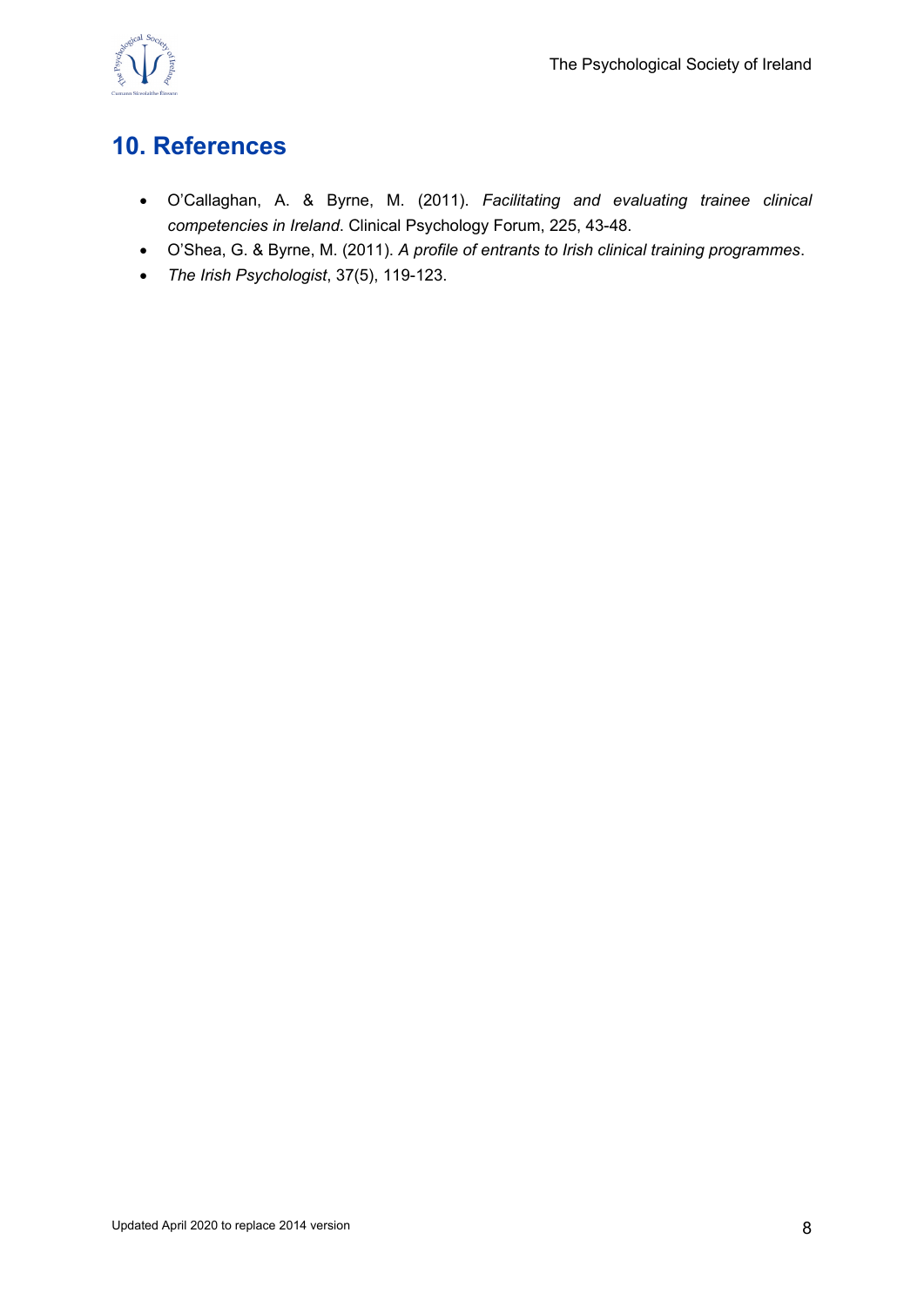## 10. References

- O'Callaghan, A. & Byrne, M. (2011). *Facilitating and evaluating trainee clinical competencies in Ireland*. Clinical Psychology Forum, 225, 43-48.
- O'Shea, G. & Byrne, M. (2011). *A profile of entrants to Irish clinical training programmes*.
- *The Irish Psychologist*, 37(5), 119-123.